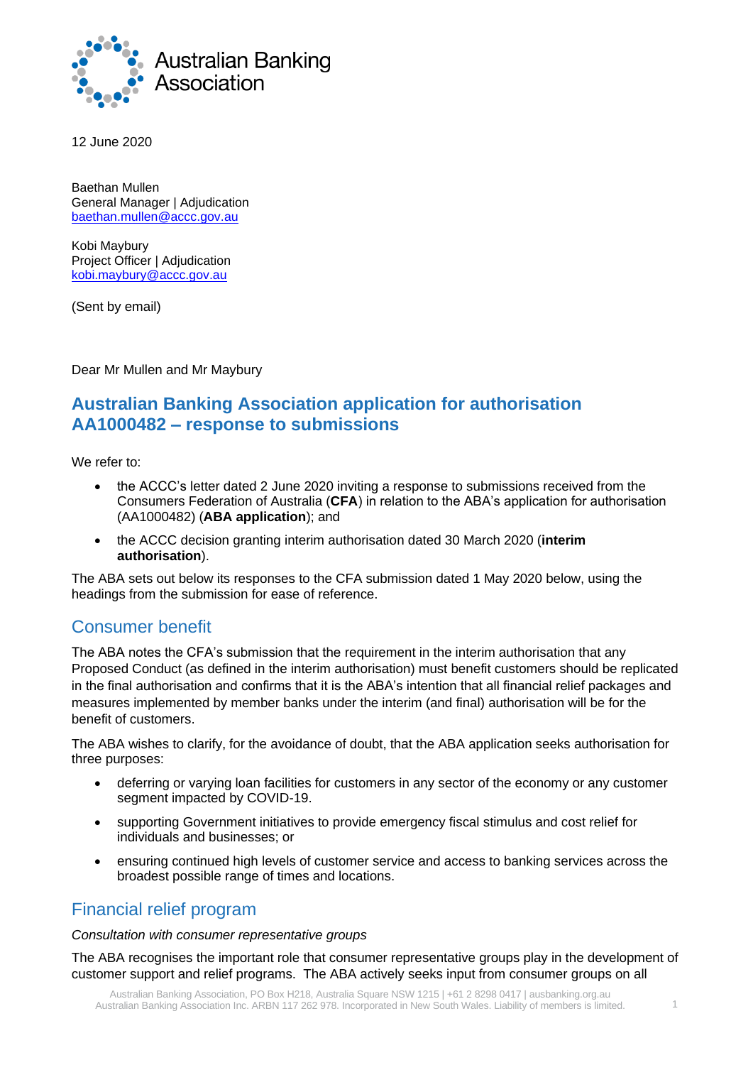Australian Banking Association

12 June 2020

Baethan Mullen
General Manager | Adjudication
baethan.mullen@accc.gov.au

Kobi Maybury
Project Officer | Adjudication
kobi.maybury@accc.gov.au

(Sent by email)

Dear Mr Mullen and Mr Maybury

# Australian Banking Association application for authorisation AA1000482 – response to submissions

We refer to:

- the ACCC's letter dated 2 June 2020 inviting a response to submissions received from the Consumers Federation of Australia (**CFA**) in relation to the ABA's application for authorisation (AA1000482) (**ABA application**); and
- the ACCC decision granting interim authorisation dated 30 March 2020 (**interim authorisation**).

The ABA sets out below its responses to the CFA submission dated 1 May 2020 below, using the headings from the submission for ease of reference.

## Consumer benefit

The ABA notes the CFA's submission that the requirement in the interim authorisation that any Proposed Conduct (as defined in the interim authorisation) must benefit customers should be replicated in the final authorisation and confirms that it is the ABA's intention that all financial relief packages and measures implemented by member banks under the interim (and final) authorisation will be for the benefit of customers.

The ABA wishes to clarify, for the avoidance of doubt, that the ABA application seeks authorisation for three purposes:

- deferring or varying loan facilities for customers in any sector of the economy or any customer segment impacted by COVID-19.
- supporting Government initiatives to provide emergency fiscal stimulus and cost relief for individuals and businesses; or
- ensuring continued high levels of customer service and access to banking services across the broadest possible range of times and locations.

## Financial relief program

*Consultation with consumer representative groups*

The ABA recognises the important role that consumer representative groups play in the development of customer support and relief programs. The ABA actively seeks input from consumer groups on all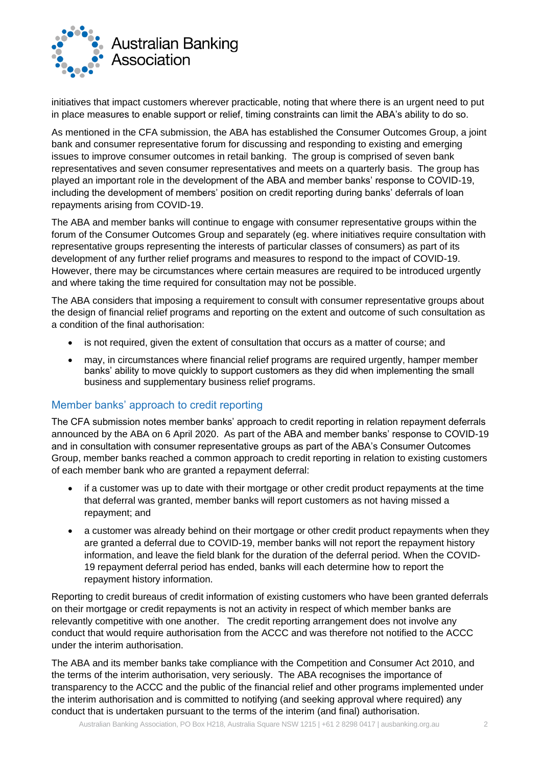initiatives that impact customers wherever practicable, noting that where there is an urgent need to put in place measures to enable support or relief, timing constraints can limit the ABA's ability to do so.

As mentioned in the CFA submission, the ABA has established the Consumer Outcomes Group, a joint bank and consumer representative forum for discussing and responding to existing and emerging issues to improve consumer outcomes in retail banking. The group is comprised of seven bank representatives and seven consumer representatives and meets on a quarterly basis. The group has played an important role in the development of the ABA and member banks' response to COVID-19, including the development of members' position on credit reporting during banks' deferrals of loan repayments arising from COVID-19.

The ABA and member banks will continue to engage with consumer representative groups within the forum of the Consumer Outcomes Group and separately (eg. where initiatives require consultation with representative groups representing the interests of particular classes of consumers) as part of its development of any further relief programs and measures to respond to the impact of COVID-19. However, there may be circumstances where certain measures are required to be introduced urgently and where taking the time required for consultation may not be possible.

The ABA considers that imposing a requirement to consult with consumer representative groups about the design of financial relief programs and reporting on the extent and outcome of such consultation as a condition of the final authorisation:

- is not required, given the extent of consultation that occurs as a matter of course; and
- may, in circumstances where financial relief programs are required urgently, hamper member banks' ability to move quickly to support customers as they did when implementing the small business and supplementary business relief programs.

## Member banks' approach to credit reporting

The CFA submission notes member banks' approach to credit reporting in relation repayment deferrals announced by the ABA on 6 April 2020. As part of the ABA and member banks' response to COVID-19 and in consultation with consumer representative groups as part of the ABA's Consumer Outcomes Group, member banks reached a common approach to credit reporting in relation to existing customers of each member bank who are granted a repayment deferral:

- if a customer was up to date with their mortgage or other credit product repayments at the time that deferral was granted, member banks will report customers as not having missed a repayment; and
- a customer was already behind on their mortgage or other credit product repayments when they are granted a deferral due to COVID-19, member banks will not report the repayment history information, and leave the field blank for the duration of the deferral period. When the COVID-19 repayment deferral period has ended, banks will each determine how to report the repayment history information.

Reporting to credit bureaus of credit information of existing customers who have been granted deferrals on their mortgage or credit repayments is not an activity in respect of which member banks are relevantly competitive with one another. The credit reporting arrangement does not involve any conduct that would require authorisation from the ACCC and was therefore not notified to the ACCC under the interim authorisation.

The ABA and its member banks take compliance with the Competition and Consumer Act 2010, and the terms of the interim authorisation, very seriously. The ABA recognises the importance of transparency to the ACCC and the public of the financial relief and other programs implemented under the interim authorisation and is committed to notifying (and seeking approval where required) any conduct that is undertaken pursuant to the terms of the interim (and final) authorisation.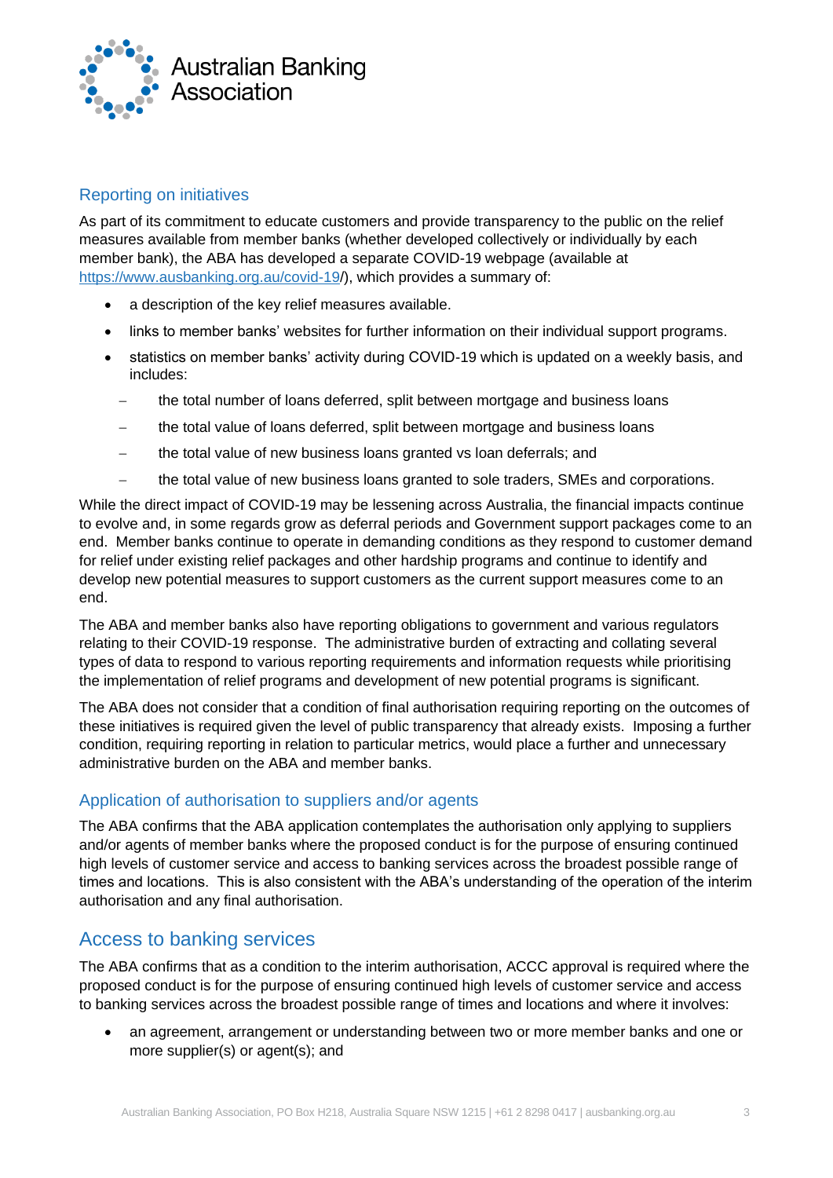## Reporting on initiatives

As part of its commitment to educate customers and provide transparency to the public on the relief measures available from member banks (whether developed collectively or individually by each member bank), the ABA has developed a separate COVID-19 webpage (available at [https://www.ausbanking.org.au/covid-19/](https://www.ausbanking.org.au/covid-19/)), which provides a summary of:

- a description of the key relief measures available.
- links to member banks' websites for further information on their individual support programs.
- statistics on member banks' activity during COVID-19 which is updated on a weekly basis, and includes:
  - the total number of loans deferred, split between mortgage and business loans
  - the total value of loans deferred, split between mortgage and business loans
  - the total value of new business loans granted vs loan deferrals; and
  - the total value of new business loans granted to sole traders, SMEs and corporations.

While the direct impact of COVID-19 may be lessening across Australia, the financial impacts continue to evolve and, in some regards grow as deferral periods and Government support packages come to an end. Member banks continue to operate in demanding conditions as they respond to customer demand for relief under existing relief packages and other hardship programs and continue to identify and develop new potential measures to support customers as the current support measures come to an end.

The ABA and member banks also have reporting obligations to government and various regulators relating to their COVID-19 response. The administrative burden of extracting and collating several types of data to respond to various reporting requirements and information requests while prioritising the implementation of relief programs and development of new potential programs is significant.

The ABA does not consider that a condition of final authorisation requiring reporting on the outcomes of these initiatives is required given the level of public transparency that already exists. Imposing a further condition, requiring reporting in relation to particular metrics, would place a further and unnecessary administrative burden on the ABA and member banks.

## Application of authorisation to suppliers and/or agents

The ABA confirms that the ABA application contemplates the authorisation only applying to suppliers and/or agents of member banks where the proposed conduct is for the purpose of ensuring continued high levels of customer service and access to banking services across the broadest possible range of times and locations. This is also consistent with the ABA's understanding of the operation of the interim authorisation and any final authorisation.

# Access to banking services

The ABA confirms that as a condition to the interim authorisation, ACCC approval is required where the proposed conduct is for the purpose of ensuring continued high levels of customer service and access to banking services across the broadest possible range of times and locations and where it involves:

- an agreement, arrangement or understanding between two or more member banks and one or more supplier(s) or agent(s); and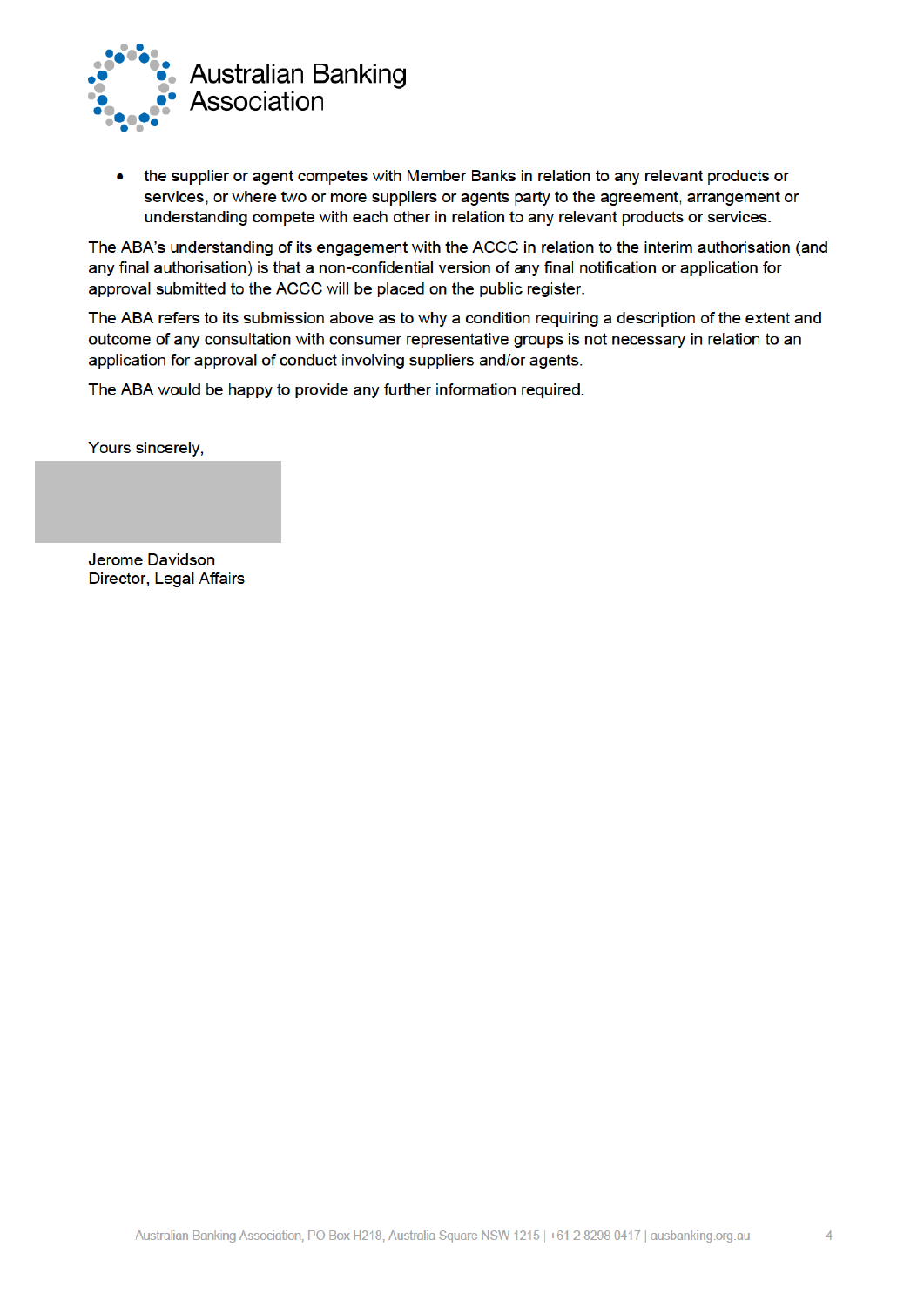- the supplier or agent competes with Member Banks in relation to any relevant products or services, or where two or more suppliers or agents party to the agreement, arrangement or understanding compete with each other in relation to any relevant products or services.

The ABA's understanding of its engagement with the ACCC in relation to the interim authorisation (and any final authorisation) is that a non-confidential version of any final notification or application for approval submitted to the ACCC will be placed on the public register.

The ABA refers to its submission above as to why a condition requiring a description of the extent and outcome of any consultation with consumer representative groups is not necessary in relation to an application for approval of conduct involving suppliers and/or agents.

The ABA would be happy to provide any further information required.

Yours sincerely,

Jerome Davidson
Director, Legal Affairs